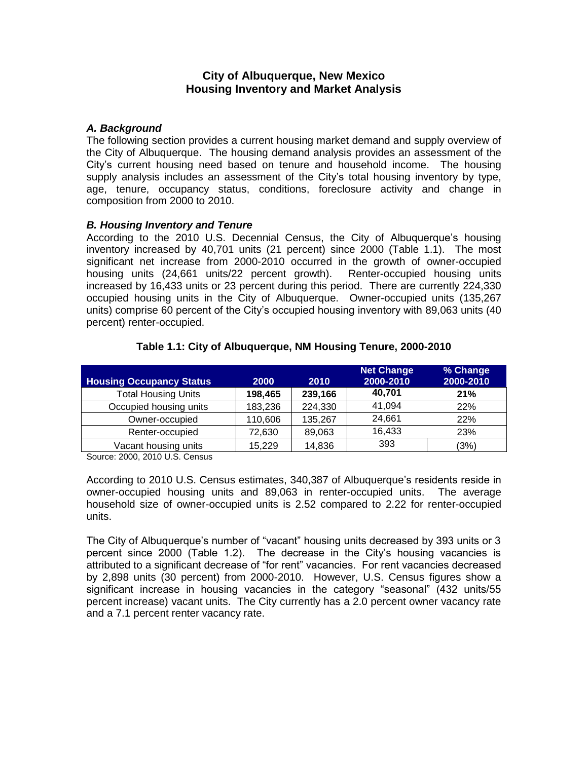# City of Albuquerque, New Mexico
# Housing Inventory and Market Analysis

### *A. Background*

The following section provides a current housing market demand and supply overview of the City of Albuquerque. The housing demand analysis provides an assessment of the City's current housing need based on tenure and household income. The housing supply analysis includes an assessment of the City's total housing inventory by type, age, tenure, occupancy status, conditions, foreclosure activity and change in composition from 2000 to 2010.

### *B. Housing Inventory and Tenure*

According to the 2010 U.S. Decennial Census, the City of Albuquerque's housing inventory increased by 40,701 units (21 percent) since 2000 (Table 1.1). The most significant net increase from 2000-2010 occurred in the growth of owner-occupied housing units (24,661 units/22 percent growth). Renter-occupied housing units increased by 16,433 units or 23 percent during this period. There are currently 224,330 occupied housing units in the City of Albuquerque. Owner-occupied units (135,267 units) comprise 60 percent of the City's occupied housing inventory with 89,063 units (40 percent) renter-occupied.

**Table 1.1: City of Albuquerque, NM Housing Tenure, 2000-2010**

| Housing Occupancy Status | 2000 | 2010 | Net Change 2000-2010 | % Change 2000-2010 |
|---|---|---|---|---|
| Total Housing Units | **198,465** | **239,166** | **40,701** | **21%** |
| Occupied housing units | 183,236 | 224,330 | 41,094 | 22% |
| Owner-occupied | 110,606 | 135,267 | 24,661 | 22% |
| Renter-occupied | 72,630 | 89,063 | 16,433 | 23% |
| Vacant housing units | 15,229 | 14,836 | 393 | (3%) |

Source: 2000, 2010 U.S. Census

According to 2010 U.S. Census estimates, 340,387 of Albuquerque's residents reside in owner-occupied housing units and 89,063 in renter-occupied units. The average household size of owner-occupied units is 2.52 compared to 2.22 for renter-occupied units.

The City of Albuquerque's number of "vacant" housing units decreased by 393 units or 3 percent since 2000 (Table 1.2). The decrease in the City's housing vacancies is attributed to a significant decrease of "for rent" vacancies. For rent vacancies decreased by 2,898 units (30 percent) from 2000-2010. However, U.S. Census figures show a significant increase in housing vacancies in the category "seasonal" (432 units/55 percent increase) vacant units. The City currently has a 2.0 percent owner vacancy rate and a 7.1 percent renter vacancy rate.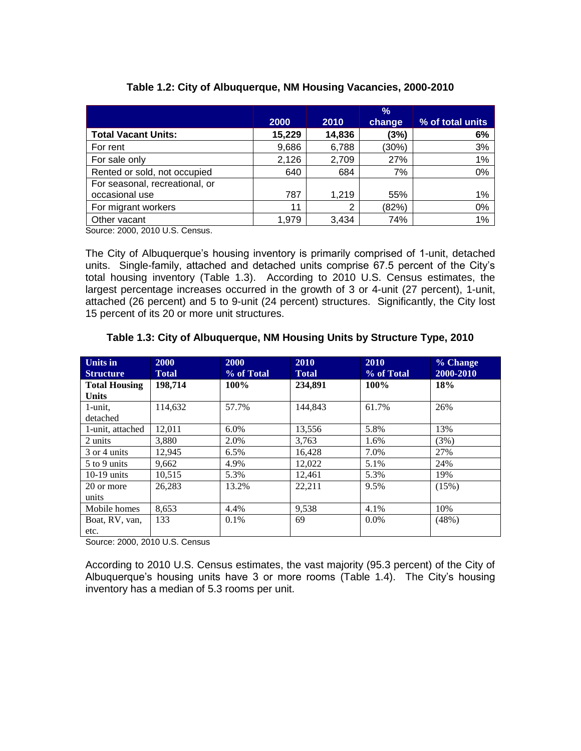**Table 1.2: City of Albuquerque, NM Housing Vacancies, 2000-2010**

| | 2000 | 2010 | % change | % of total units |
|---|---|---|---|---|
| **Total Vacant Units:** | **15,229** | **14,836** | **(3%)** | **6%** |
| For rent | 9,686 | 6,788 | (30%) | 3% |
| For sale only | 2,126 | 2,709 | 27% | 1% |
| Rented or sold, not occupied | 640 | 684 | 7% | 0% |
| For seasonal, recreational, or occasional use | 787 | 1,219 | 55% | 1% |
| For migrant workers | 11 | 2 | (82%) | 0% |
| Other vacant | 1,979 | 3,434 | 74% | 1% |

Source: 2000, 2010 U.S. Census.

The City of Albuquerque's housing inventory is primarily comprised of 1-unit, detached units. Single-family, attached and detached units comprise 67.5 percent of the City's total housing inventory (Table 1.3). According to 2010 U.S. Census estimates, the largest percentage increases occurred in the growth of 3 or 4-unit (27 percent), 1-unit, attached (26 percent) and 5 to 9-unit (24 percent) structures. Significantly, the City lost 15 percent of its 20 or more unit structures.

**Table 1.3: City of Albuquerque, NM Housing Units by Structure Type, 2010**

| Units in Structure | 2000 Total | 2000 % of Total | 2010 Total | 2010 % of Total | % Change 2000-2010 |
|---|---|---|---|---|---|
| **Total Housing Units** | **198,714** | **100%** | **234,891** | **100%** | **18%** |
| 1-unit, detached | 114,632 | 57.7% | 144,843 | 61.7% | 26% |
| 1-unit, attached | 12,011 | 6.0% | 13,556 | 5.8% | 13% |
| 2 units | 3,880 | 2.0% | 3,763 | 1.6% | (3%) |
| 3 or 4 units | 12,945 | 6.5% | 16,428 | 7.0% | 27% |
| 5 to 9 units | 9,662 | 4.9% | 12,022 | 5.1% | 24% |
| 10-19 units | 10,515 | 5.3% | 12,461 | 5.3% | 19% |
| 20 or more units | 26,283 | 13.2% | 22,211 | 9.5% | (15%) |
| Mobile homes | 8,653 | 4.4% | 9,538 | 4.1% | 10% |
| Boat, RV, van, etc. | 133 | 0.1% | 69 | 0.0% | (48%) |

Source: 2000, 2010 U.S. Census

According to 2010 U.S. Census estimates, the vast majority (95.3 percent) of the City of Albuquerque's housing units have 3 or more rooms (Table 1.4). The City's housing inventory has a median of 5.3 rooms per unit.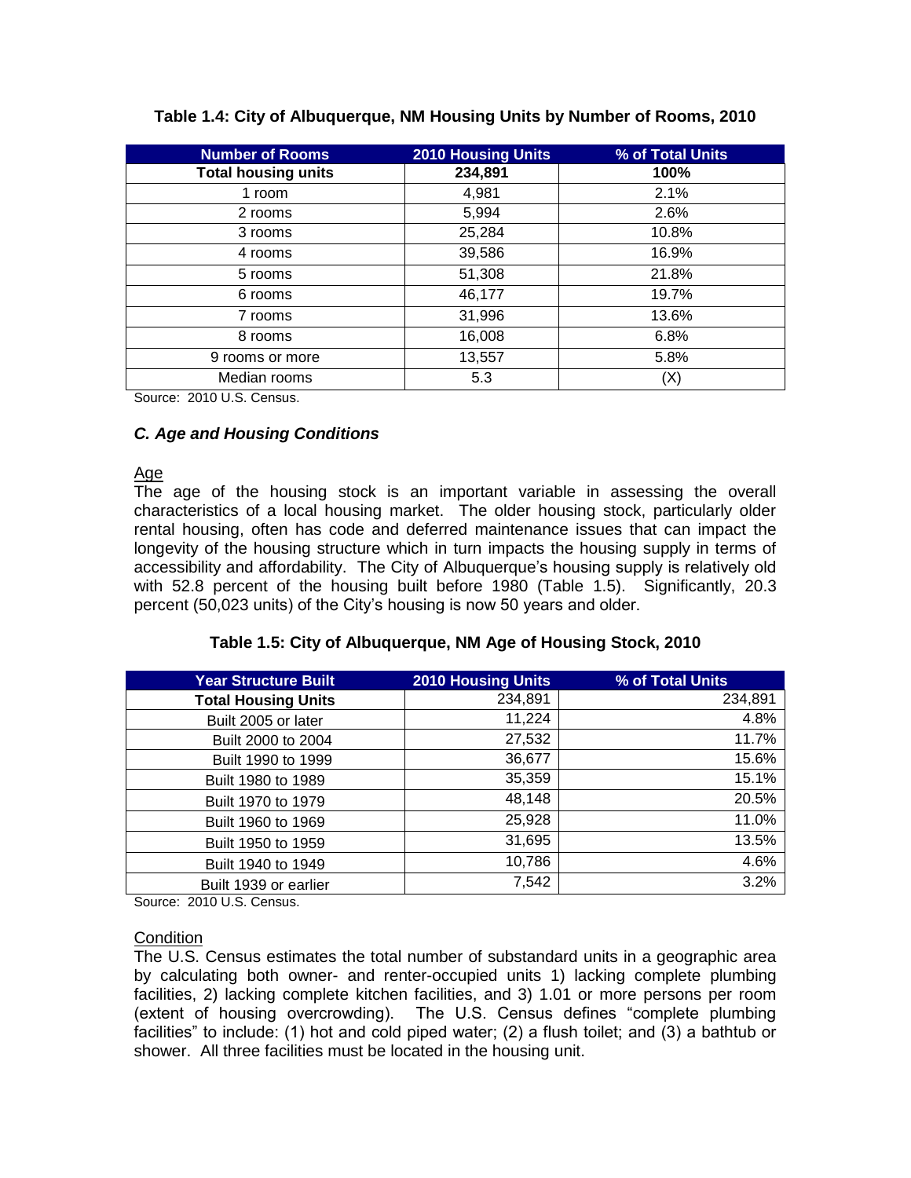**Table 1.4: City of Albuquerque, NM Housing Units by Number of Rooms, 2010**

| Number of Rooms | 2010 Housing Units | % of Total Units |
|---|---|---|
| **Total housing units** | **234,891** | **100%** |
| 1 room | 4,981 | 2.1% |
| 2 rooms | 5,994 | 2.6% |
| 3 rooms | 25,284 | 10.8% |
| 4 rooms | 39,586 | 16.9% |
| 5 rooms | 51,308 | 21.8% |
| 6 rooms | 46,177 | 19.7% |
| 7 rooms | 31,996 | 13.6% |
| 8 rooms | 16,008 | 6.8% |
| 9 rooms or more | 13,557 | 5.8% |
| Median rooms | 5.3 | (X) |

Source: 2010 U.S. Census.

### *C. Age and Housing Conditions*

Age

The age of the housing stock is an important variable in assessing the overall characteristics of a local housing market. The older housing stock, particularly older rental housing, often has code and deferred maintenance issues that can impact the longevity of the housing structure which in turn impacts the housing supply in terms of accessibility and affordability. The City of Albuquerque's housing supply is relatively old with 52.8 percent of the housing built before 1980 (Table 1.5). Significantly, 20.3 percent (50,023 units) of the City's housing is now 50 years and older.

**Table 1.5: City of Albuquerque, NM Age of Housing Stock, 2010**

| Year Structure Built | 2010 Housing Units | % of Total Units |
|---|---|---|
| **Total Housing Units** | 234,891 | 234,891 |
| Built 2005 or later | 11,224 | 4.8% |
| Built 2000 to 2004 | 27,532 | 11.7% |
| Built 1990 to 1999 | 36,677 | 15.6% |
| Built 1980 to 1989 | 35,359 | 15.1% |
| Built 1970 to 1979 | 48,148 | 20.5% |
| Built 1960 to 1969 | 25,928 | 11.0% |
| Built 1950 to 1959 | 31,695 | 13.5% |
| Built 1940 to 1949 | 10,786 | 4.6% |
| Built 1939 or earlier | 7,542 | 3.2% |

Source: 2010 U.S. Census.

Condition

The U.S. Census estimates the total number of substandard units in a geographic area by calculating both owner- and renter-occupied units 1) lacking complete plumbing facilities, 2) lacking complete kitchen facilities, and 3) 1.01 or more persons per room (extent of housing overcrowding). The U.S. Census defines "complete plumbing facilities" to include: (1) hot and cold piped water; (2) a flush toilet; and (3) a bathtub or shower. All three facilities must be located in the housing unit.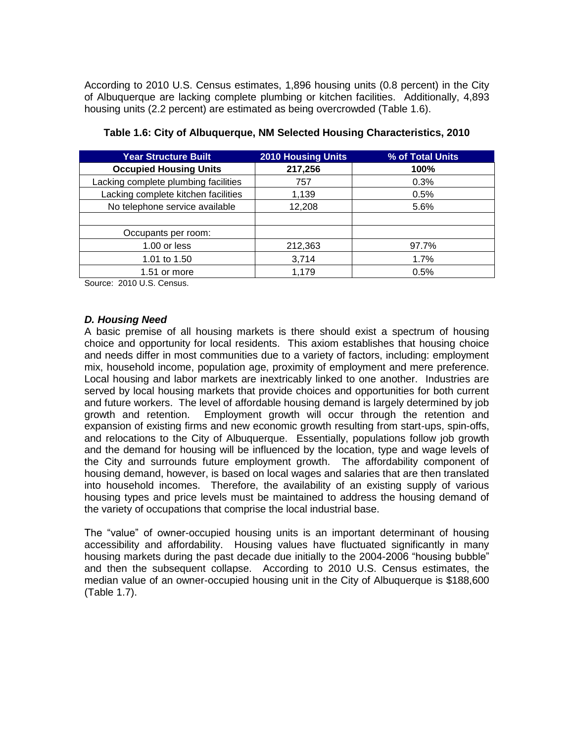According to 2010 U.S. Census estimates, 1,896 housing units (0.8 percent) in the City of Albuquerque are lacking complete plumbing or kitchen facilities. Additionally, 4,893 housing units (2.2 percent) are estimated as being overcrowded (Table 1.6).

**Table 1.6: City of Albuquerque, NM Selected Housing Characteristics, 2010**

| Year Structure Built | 2010 Housing Units | % of Total Units |
|---|---|---|
| **Occupied Housing Units** | **217,256** | **100%** |
| Lacking complete plumbing facilities | 757 | 0.3% |
| Lacking complete kitchen facilities | 1,139 | 0.5% |
| No telephone service available | 12,208 | 5.6% |
| | | |
| Occupants per room: | | |
| 1.00 or less | 212,363 | 97.7% |
| 1.01 to 1.50 | 3,714 | 1.7% |
| 1.51 or more | 1,179 | 0.5% |

Source: 2010 U.S. Census.

### *D. Housing Need*

A basic premise of all housing markets is there should exist a spectrum of housing choice and opportunity for local residents. This axiom establishes that housing choice and needs differ in most communities due to a variety of factors, including: employment mix, household income, population age, proximity of employment and mere preference. Local housing and labor markets are inextricably linked to one another. Industries are served by local housing markets that provide choices and opportunities for both current and future workers. The level of affordable housing demand is largely determined by job growth and retention. Employment growth will occur through the retention and expansion of existing firms and new economic growth resulting from start-ups, spin-offs, and relocations to the City of Albuquerque. Essentially, populations follow job growth and the demand for housing will be influenced by the location, type and wage levels of the City and surrounds future employment growth. The affordability component of housing demand, however, is based on local wages and salaries that are then translated into household incomes. Therefore, the availability of an existing supply of various housing types and price levels must be maintained to address the housing demand of the variety of occupations that comprise the local industrial base.

The "value" of owner-occupied housing units is an important determinant of housing accessibility and affordability. Housing values have fluctuated significantly in many housing markets during the past decade due initially to the 2004-2006 "housing bubble" and then the subsequent collapse. According to 2010 U.S. Census estimates, the median value of an owner-occupied housing unit in the City of Albuquerque is $188,600 (Table 1.7).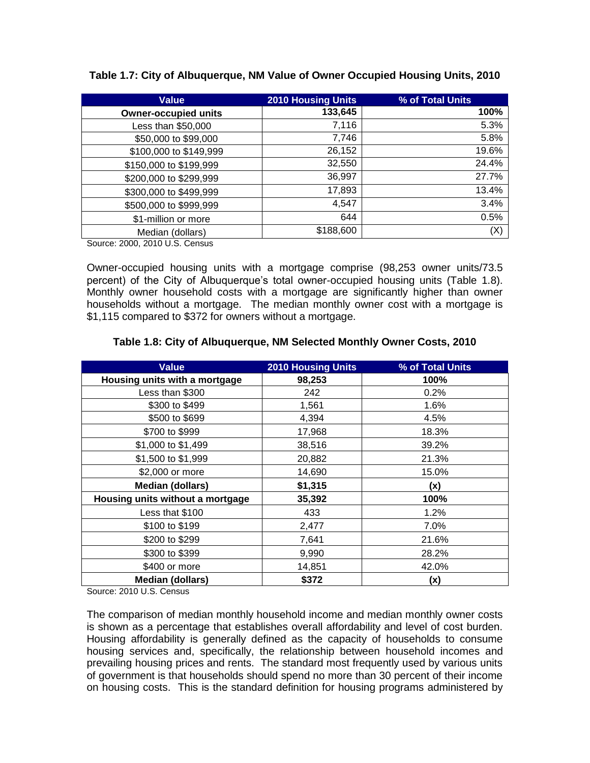**Table 1.7: City of Albuquerque, NM Value of Owner Occupied Housing Units, 2010**

| Value | 2010 Housing Units | % of Total Units |
|---|---|---|
| **Owner-occupied units** | **133,645** | **100%** |
| Less than $50,000 | 7,116 | 5.3% |
| $50,000 to $99,000 | 7,746 | 5.8% |
| $100,000 to $149,999 | 26,152 | 19.6% |
| $150,000 to $199,999 | 32,550 | 24.4% |
| $200,000 to $299,999 | 36,997 | 27.7% |
| $300,000 to $499,999 | 17,893 | 13.4% |
| $500,000 to $999,999 | 4,547 | 3.4% |
| $1-million or more | 644 | 0.5% |
| Median (dollars) | $188,600 | (X) |

Source: 2000, 2010 U.S. Census

Owner-occupied housing units with a mortgage comprise (98,253 owner units/73.5 percent) of the City of Albuquerque's total owner-occupied housing units (Table 1.8). Monthly owner household costs with a mortgage are significantly higher than owner households without a mortgage. The median monthly owner cost with a mortgage is $1,115 compared to $372 for owners without a mortgage.

**Table 1.8: City of Albuquerque, NM Selected Monthly Owner Costs, 2010**

| Value | 2010 Housing Units | % of Total Units |
|---|---|---|
| **Housing units with a mortgage** | **98,253** | **100%** |
| Less than $300 | 242 | 0.2% |
| $300 to $499 | 1,561 | 1.6% |
| $500 to $699 | 4,394 | 4.5% |
| $700 to $999 | 17,968 | 18.3% |
| $1,000 to $1,499 | 38,516 | 39.2% |
| $1,500 to $1,999 | 20,882 | 21.3% |
| $2,000 or more | 14,690 | 15.0% |
| **Median (dollars)** | **$1,315** | **(x)** |
| **Housing units without a mortgage** | **35,392** | **100%** |
| Less that $100 | 433 | 1.2% |
| $100 to $199 | 2,477 | 7.0% |
| $200 to $299 | 7,641 | 21.6% |
| $300 to $399 | 9,990 | 28.2% |
| $400 or more | 14,851 | 42.0% |
| **Median (dollars)** | **$372** | **(x)** |

Source: 2010 U.S. Census

The comparison of median monthly household income and median monthly owner costs is shown as a percentage that establishes overall affordability and level of cost burden. Housing affordability is generally defined as the capacity of households to consume housing services and, specifically, the relationship between household incomes and prevailing housing prices and rents. The standard most frequently used by various units of government is that households should spend no more than 30 percent of their income on housing costs. This is the standard definition for housing programs administered by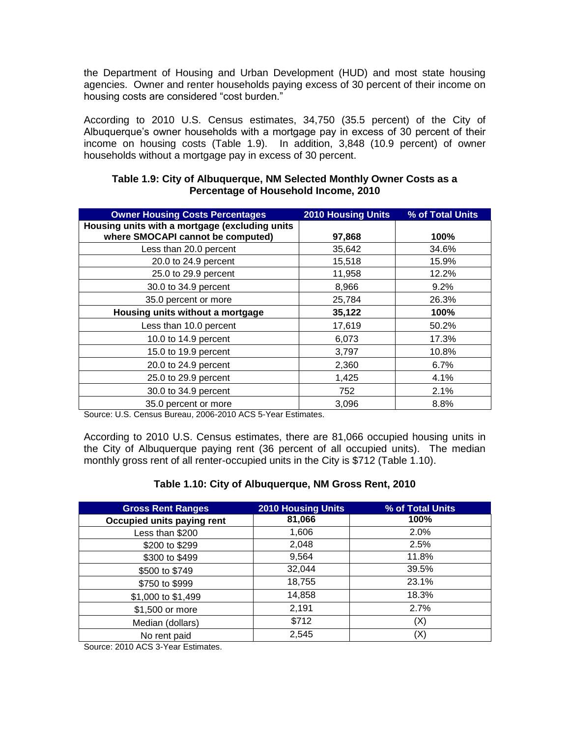the Department of Housing and Urban Development (HUD) and most state housing agencies. Owner and renter households paying excess of 30 percent of their income on housing costs are considered "cost burden."

According to 2010 U.S. Census estimates, 34,750 (35.5 percent) of the City of Albuquerque's owner households with a mortgage pay in excess of 30 percent of their income on housing costs (Table 1.9). In addition, 3,848 (10.9 percent) of owner households without a mortgage pay in excess of 30 percent.

**Table 1.9: City of Albuquerque, NM Selected Monthly Owner Costs as a Percentage of Household Income, 2010**

| Owner Housing Costs Percentages | 2010 Housing Units | % of Total Units |
|---|---|---|
| **Housing units with a mortgage (excluding units where SMOCAPI cannot be computed)** | **97,868** | **100%** |
| Less than 20.0 percent | 35,642 | 34.6% |
| 20.0 to 24.9 percent | 15,518 | 15.9% |
| 25.0 to 29.9 percent | 11,958 | 12.2% |
| 30.0 to 34.9 percent | 8,966 | 9.2% |
| 35.0 percent or more | 25,784 | 26.3% |
| **Housing units without a mortgage** | **35,122** | **100%** |
| Less than 10.0 percent | 17,619 | 50.2% |
| 10.0 to 14.9 percent | 6,073 | 17.3% |
| 15.0 to 19.9 percent | 3,797 | 10.8% |
| 20.0 to 24.9 percent | 2,360 | 6.7% |
| 25.0 to 29.9 percent | 1,425 | 4.1% |
| 30.0 to 34.9 percent | 752 | 2.1% |
| 35.0 percent or more | 3,096 | 8.8% |

Source: U.S. Census Bureau, 2006-2010 ACS 5-Year Estimates.

According to 2010 U.S. Census estimates, there are 81,066 occupied housing units in the City of Albuquerque paying rent (36 percent of all occupied units). The median monthly gross rent of all renter-occupied units in the City is $712 (Table 1.10).

**Table 1.10: City of Albuquerque, NM Gross Rent, 2010**

| Gross Rent Ranges | 2010 Housing Units | % of Total Units |
|---|---|---|
| **Occupied units paying rent** | **81,066** | **100%** |
| Less than $200 | 1,606 | 2.0% |
| $200 to $299 | 2,048 | 2.5% |
| $300 to $499 | 9,564 | 11.8% |
| $500 to $749 | 32,044 | 39.5% |
| $750 to $999 | 18,755 | 23.1% |
| $1,000 to $1,499 | 14,858 | 18.3% |
| $1,500 or more | 2,191 | 2.7% |
| Median (dollars) | $712 | (X) |
| No rent paid | 2,545 | (X) |

Source: 2010 ACS 3-Year Estimates.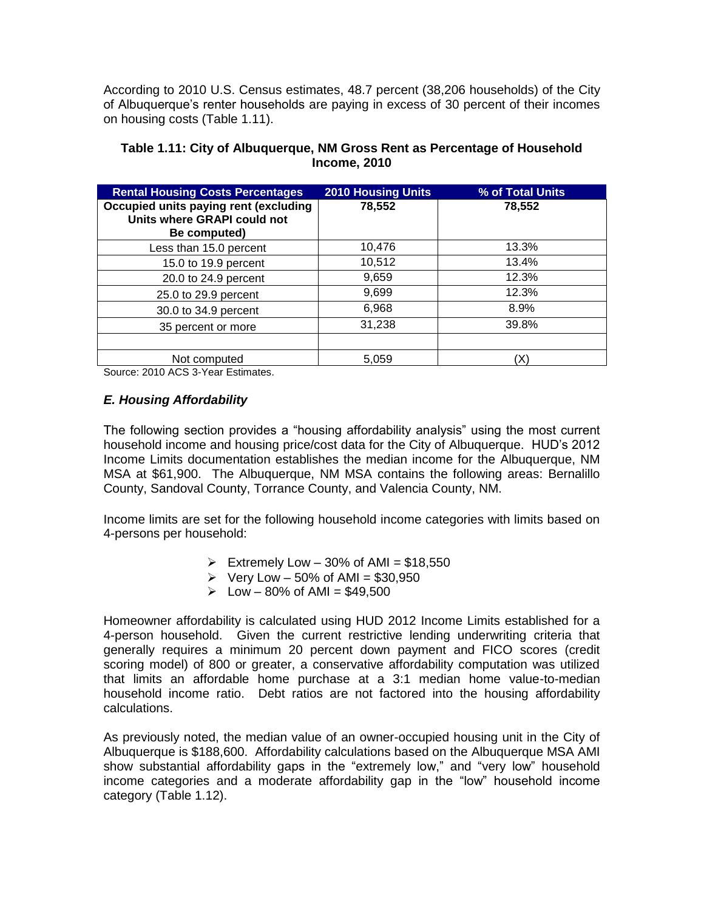According to 2010 U.S. Census estimates, 48.7 percent (38,206 households) of the City of Albuquerque's renter households are paying in excess of 30 percent of their incomes on housing costs (Table 1.11).

**Table 1.11: City of Albuquerque, NM Gross Rent as Percentage of Household Income, 2010**

| Rental Housing Costs Percentages | 2010 Housing Units | % of Total Units |
|---|---|---|
| **Occupied units paying rent (excluding Units where GRAPI could not Be computed)** | **78,552** | **78,552** |
| Less than 15.0 percent | 10,476 | 13.3% |
| 15.0 to 19.9 percent | 10,512 | 13.4% |
| 20.0 to 24.9 percent | 9,659 | 12.3% |
| 25.0 to 29.9 percent | 9,699 | 12.3% |
| 30.0 to 34.9 percent | 6,968 | 8.9% |
| 35 percent or more | 31,238 | 39.8% |
| | | |
| Not computed | 5,059 | (X) |

Source: 2010 ACS 3-Year Estimates.

### *E. Housing Affordability*

The following section provides a "housing affordability analysis" using the most current household income and housing price/cost data for the City of Albuquerque. HUD's 2012 Income Limits documentation establishes the median income for the Albuquerque, NM MSA at $61,900. The Albuquerque, NM MSA contains the following areas: Bernalillo County, Sandoval County, Torrance County, and Valencia County, NM.

Income limits are set for the following household income categories with limits based on 4-persons per household:

- Extremely Low – 30% of AMI = $18,550
- Very Low – 50% of AMI = $30,950
- Low – 80% of AMI = $49,500

Homeowner affordability is calculated using HUD 2012 Income Limits established for a 4-person household. Given the current restrictive lending underwriting criteria that generally requires a minimum 20 percent down payment and FICO scores (credit scoring model) of 800 or greater, a conservative affordability computation was utilized that limits an affordable home purchase at a 3:1 median home value-to-median household income ratio. Debt ratios are not factored into the housing affordability calculations.

As previously noted, the median value of an owner-occupied housing unit in the City of Albuquerque is $188,600. Affordability calculations based on the Albuquerque MSA AMI show substantial affordability gaps in the "extremely low," and "very low" household income categories and a moderate affordability gap in the "low" household income category (Table 1.12).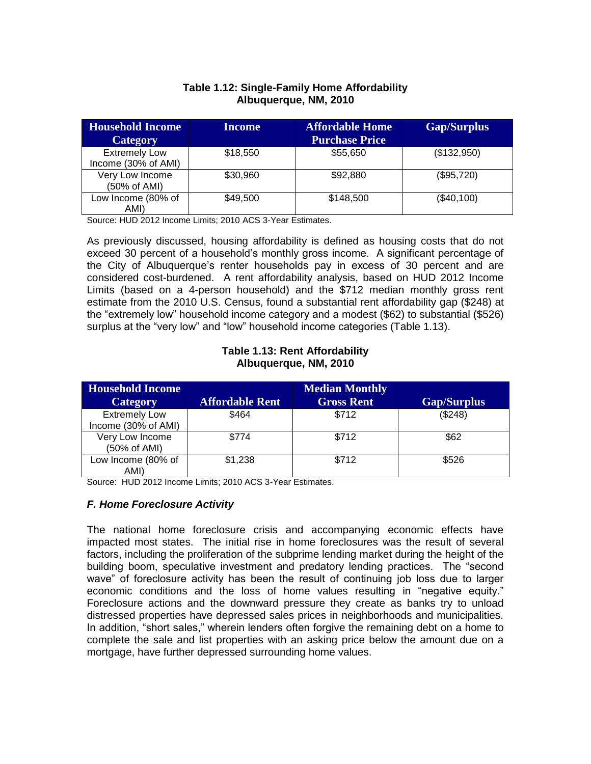**Table 1.12: Single-Family Home Affordability**
**Albuquerque, NM, 2010**

| Household Income Category | Income | Affordable Home Purchase Price | Gap/Surplus |
|---|---|---|---|
| Extremely Low Income (30% of AMI) | $18,550 | $55,650 | ($132,950) |
| Very Low Income (50% of AMI) | $30,960 | $92,880 | ($95,720) |
| Low Income (80% of AMI) | $49,500 | $148,500 | ($40,100) |

Source: HUD 2012 Income Limits; 2010 ACS 3-Year Estimates.

As previously discussed, housing affordability is defined as housing costs that do not exceed 30 percent of a household's monthly gross income. A significant percentage of the City of Albuquerque's renter households pay in excess of 30 percent and are considered cost-burdened. A rent affordability analysis, based on HUD 2012 Income Limits (based on a 4-person household) and the $712 median monthly gross rent estimate from the 2010 U.S. Census, found a substantial rent affordability gap ($248) at the "extremely low" household income category and a modest ($62) to substantial ($526) surplus at the "very low" and "low" household income categories (Table 1.13).

**Table 1.13: Rent Affordability**
**Albuquerque, NM, 2010**

| Household Income Category | Affordable Rent | Median Monthly Gross Rent | Gap/Surplus |
|---|---|---|---|
| Extremely Low Income (30% of AMI) | $464 | $712 | ($248) |
| Very Low Income (50% of AMI) | $774 | $712 | $62 |
| Low Income (80% of AMI) | $1,238 | $712 | $526 |

Source: HUD 2012 Income Limits; 2010 ACS 3-Year Estimates.

### *F. Home Foreclosure Activity*

The national home foreclosure crisis and accompanying economic effects have impacted most states. The initial rise in home foreclosures was the result of several factors, including the proliferation of the subprime lending market during the height of the building boom, speculative investment and predatory lending practices. The "second wave" of foreclosure activity has been the result of continuing job loss due to larger economic conditions and the loss of home values resulting in "negative equity." Foreclosure actions and the downward pressure they create as banks try to unload distressed properties have depressed sales prices in neighborhoods and municipalities. In addition, "short sales," wherein lenders often forgive the remaining debt on a home to complete the sale and list properties with an asking price below the amount due on a mortgage, have further depressed surrounding home values.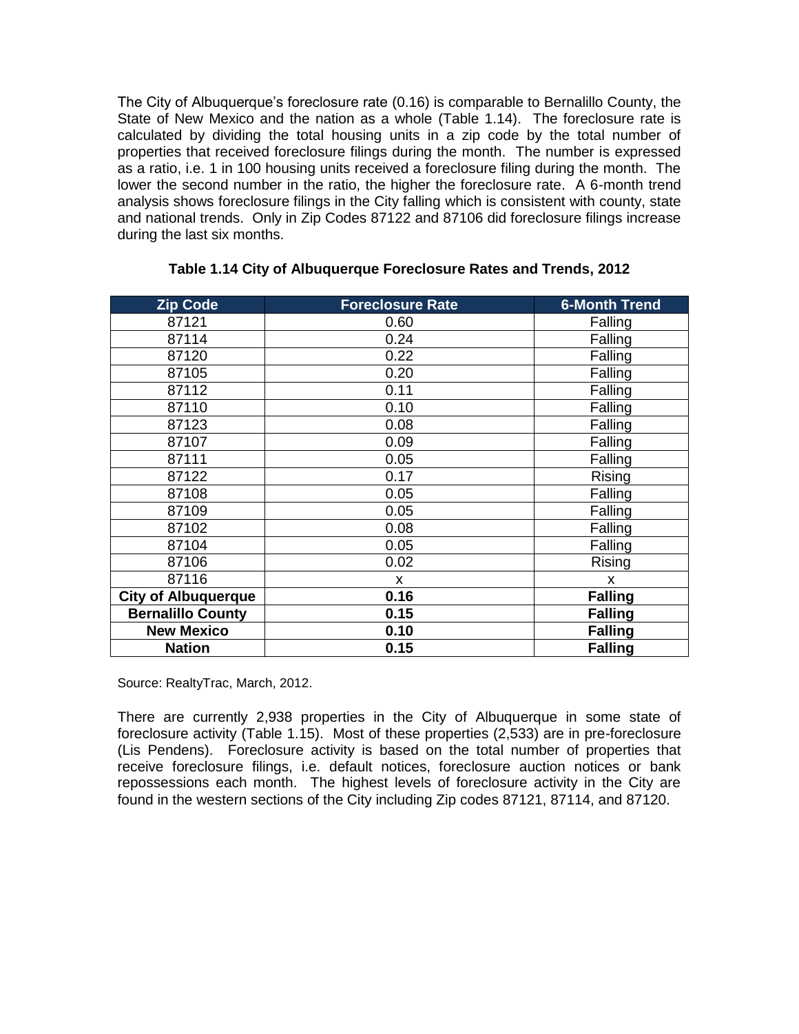The City of Albuquerque's foreclosure rate (0.16) is comparable to Bernalillo County, the State of New Mexico and the nation as a whole (Table 1.14). The foreclosure rate is calculated by dividing the total housing units in a zip code by the total number of properties that received foreclosure filings during the month. The number is expressed as a ratio, i.e. 1 in 100 housing units received a foreclosure filing during the month. The lower the second number in the ratio, the higher the foreclosure rate. A 6-month trend analysis shows foreclosure filings in the City falling which is consistent with county, state and national trends. Only in Zip Codes 87122 and 87106 did foreclosure filings increase during the last six months.

**Table 1.14 City of Albuquerque Foreclosure Rates and Trends, 2012**

| Zip Code | Foreclosure Rate | 6-Month Trend |
|---|---|---|
| 87121 | 0.60 | Falling |
| 87114 | 0.24 | Falling |
| 87120 | 0.22 | Falling |
| 87105 | 0.20 | Falling |
| 87112 | 0.11 | Falling |
| 87110 | 0.10 | Falling |
| 87123 | 0.08 | Falling |
| 87107 | 0.09 | Falling |
| 87111 | 0.05 | Falling |
| 87122 | 0.17 | Rising |
| 87108 | 0.05 | Falling |
| 87109 | 0.05 | Falling |
| 87102 | 0.08 | Falling |
| 87104 | 0.05 | Falling |
| 87106 | 0.02 | Rising |
| 87116 | x | x |
| **City of Albuquerque** | **0.16** | **Falling** |
| **Bernalillo County** | **0.15** | **Falling** |
| **New Mexico** | **0.10** | **Falling** |
| **Nation** | **0.15** | **Falling** |

Source: RealtyTrac, March, 2012.

There are currently 2,938 properties in the City of Albuquerque in some state of foreclosure activity (Table 1.15). Most of these properties (2,533) are in pre-foreclosure (Lis Pendens). Foreclosure activity is based on the total number of properties that receive foreclosure filings, i.e. default notices, foreclosure auction notices or bank repossessions each month. The highest levels of foreclosure activity in the City are found in the western sections of the City including Zip codes 87121, 87114, and 87120.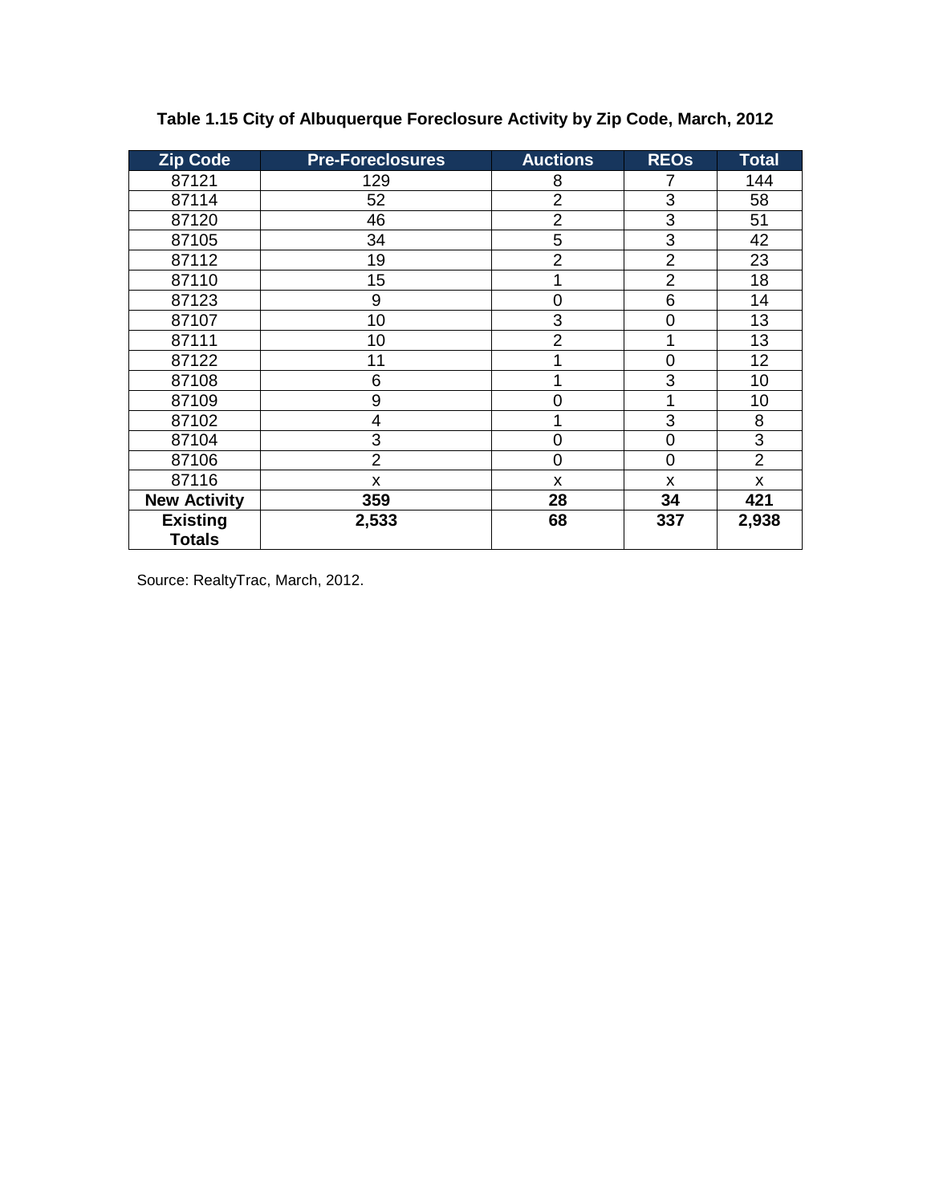**Table 1.15 City of Albuquerque Foreclosure Activity by Zip Code, March, 2012**

| Zip Code | Pre-Foreclosures | Auctions | REOs | Total |
|---|---|---|---|---|
| 87121 | 129 | 8 | 7 | 144 |
| 87114 | 52 | 2 | 3 | 58 |
| 87120 | 46 | 2 | 3 | 51 |
| 87105 | 34 | 5 | 3 | 42 |
| 87112 | 19 | 2 | 2 | 23 |
| 87110 | 15 | 1 | 2 | 18 |
| 87123 | 9 | 0 | 6 | 14 |
| 87107 | 10 | 3 | 0 | 13 |
| 87111 | 10 | 2 | 1 | 13 |
| 87122 | 11 | 1 | 0 | 12 |
| 87108 | 6 | 1 | 3 | 10 |
| 87109 | 9 | 0 | 1 | 10 |
| 87102 | 4 | 1 | 3 | 8 |
| 87104 | 3 | 0 | 0 | 3 |
| 87106 | 2 | 0 | 0 | 2 |
| 87116 | x | x | x | x |
| **New Activity** | **359** | **28** | **34** | **421** |
| **Existing Totals** | **2,533** | **68** | **337** | **2,938** |

Source: RealtyTrac, March, 2012.